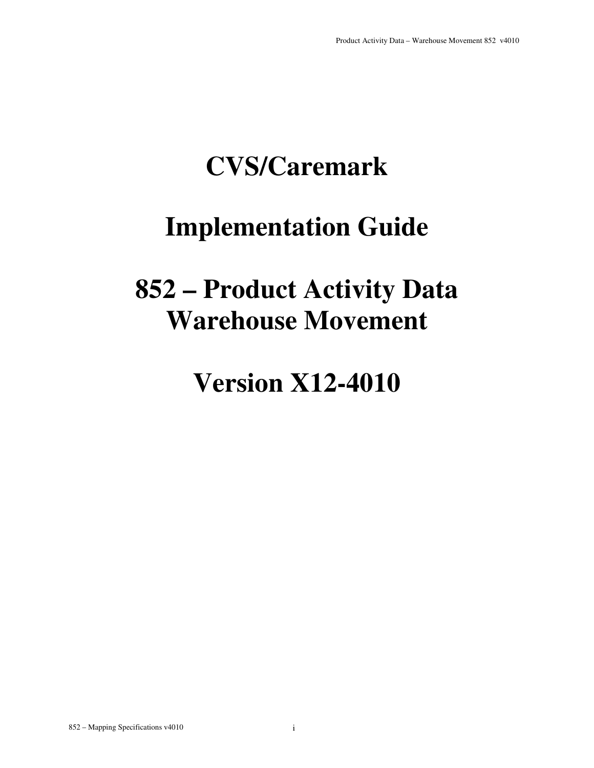# CVS/Caremark

# Implementation Guide

# 852 – Product Activity Data Warehouse Movement

# Version X12-4010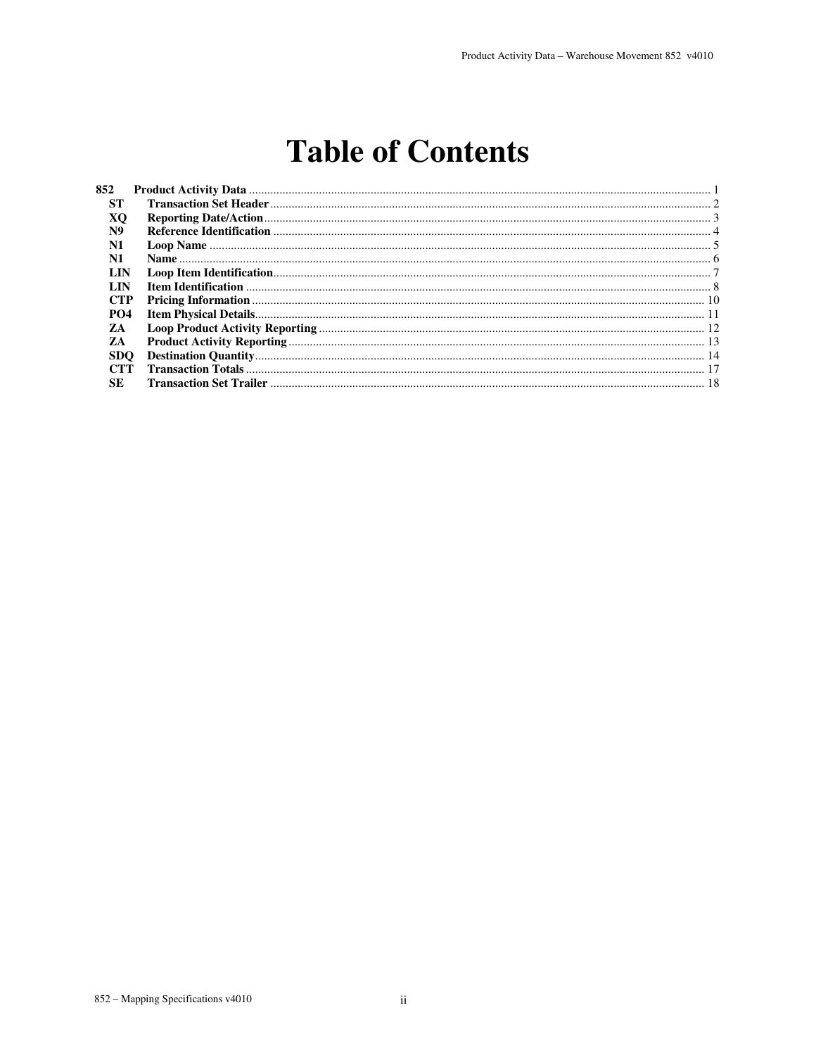# Table of Contents

| | | |
|---|---|---|
| **852** | **Product Activity Data** | 1 |
| **ST** | **Transaction Set Header** | 2 |
| **XQ** | **Reporting Date/Action** | 3 |
| **N9** | **Reference Identification** | 4 |
| **N1** | **Loop Name** | 5 |
| **N1** | **Name** | 6 |
| **LIN** | **Loop Item Identification** | 7 |
| **LIN** | **Item Identification** | 8 |
| **CTP** | **Pricing Information** | 10 |
| **PO4** | **Item Physical Details** | 11 |
| **ZA** | **Loop Product Activity Reporting** | 12 |
| **ZA** | **Product Activity Reporting** | 13 |
| **SDQ** | **Destination Quantity** | 14 |
| **CTT** | **Transaction Totals** | 17 |
| **SE** | **Transaction Set Trailer** | 18 |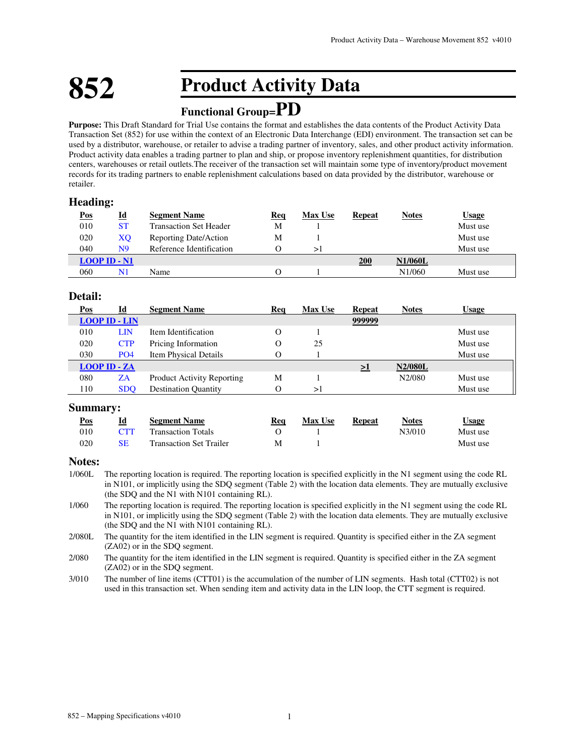# 852 Product Activity Data

## Functional Group=PD

**Purpose:** This Draft Standard for Trial Use contains the format and establishes the data contents of the Product Activity Data Transaction Set (852) for use within the context of an Electronic Data Interchange (EDI) environment. The transaction set can be used by a distributor, warehouse, or retailer to advise a trading partner of inventory, sales, and other product activity information. Product activity data enables a trading partner to plan and ship, or propose inventory replenishment quantities, for distribution centers, warehouses or retail outlets.The receiver of the transaction set will maintain some type of inventory/product movement records for its trading partners to enable replenishment calculations based on data provided by the distributor, warehouse or retailer.

### Heading:

| Pos | Id | Segment Name | Req | Max Use | Repeat | Notes | Usage |
|---|---|---|---|---|---|---|---|
| 010 | ST | Transaction Set Header | M | 1 | | | Must use |
| 020 | XQ | Reporting Date/Action | M | 1 | | | Must use |
| 040 | N9 | Reference Identification | O | >1 | | | Must use |
| **LOOP ID - N1** | | | | | **200** | **N1/060L** | |
| 060 | N1 | Name | O | 1 | | N1/060 | Must use |

### Detail:

| Pos | Id | Segment Name | Req | Max Use | Repeat | Notes | Usage |
|---|---|---|---|---|---|---|---|
| **LOOP ID - LIN** | | | | | **999999** | | |
| 010 | LIN | Item Identification | O | 1 | | | Must use |
| 020 | CTP | Pricing Information | O | 25 | | | Must use |
| 030 | PO4 | Item Physical Details | O | 1 | | | Must use |
| **LOOP ID - ZA** | | | | | **>1** | **N2/080L** | |
| 080 | ZA | Product Activity Reporting | M | 1 | | N2/080 | Must use |
| 110 | SDQ | Destination Quantity | O | >1 | | | Must use |

### Summary:

| Pos | Id | Segment Name | Req | Max Use | Repeat | Notes | Usage |
|---|---|---|---|---|---|---|---|
| 010 | CTT | Transaction Totals | O | 1 | | N3/010 | Must use |
| 020 | SE | Transaction Set Trailer | M | 1 | | | Must use |

### Notes:

1/060L The reporting location is required. The reporting location is specified explicitly in the N1 segment using the code RL in N101, or implicitly using the SDQ segment (Table 2) with the location data elements. They are mutually exclusive (the SDQ and the N1 with N101 containing RL).

1/060 The reporting location is required. The reporting location is specified explicitly in the N1 segment using the code RL in N101, or implicitly using the SDQ segment (Table 2) with the location data elements. They are mutually exclusive (the SDQ and the N1 with N101 containing RL).

2/080L The quantity for the item identified in the LIN segment is required. Quantity is specified either in the ZA segment (ZA02) or in the SDQ segment.

2/080 The quantity for the item identified in the LIN segment is required. Quantity is specified either in the ZA segment (ZA02) or in the SDQ segment.

3/010 The number of line items (CTT01) is the accumulation of the number of LIN segments. Hash total (CTT02) is not used in this transaction set. When sending item and activity data in the LIN loop, the CTT segment is required.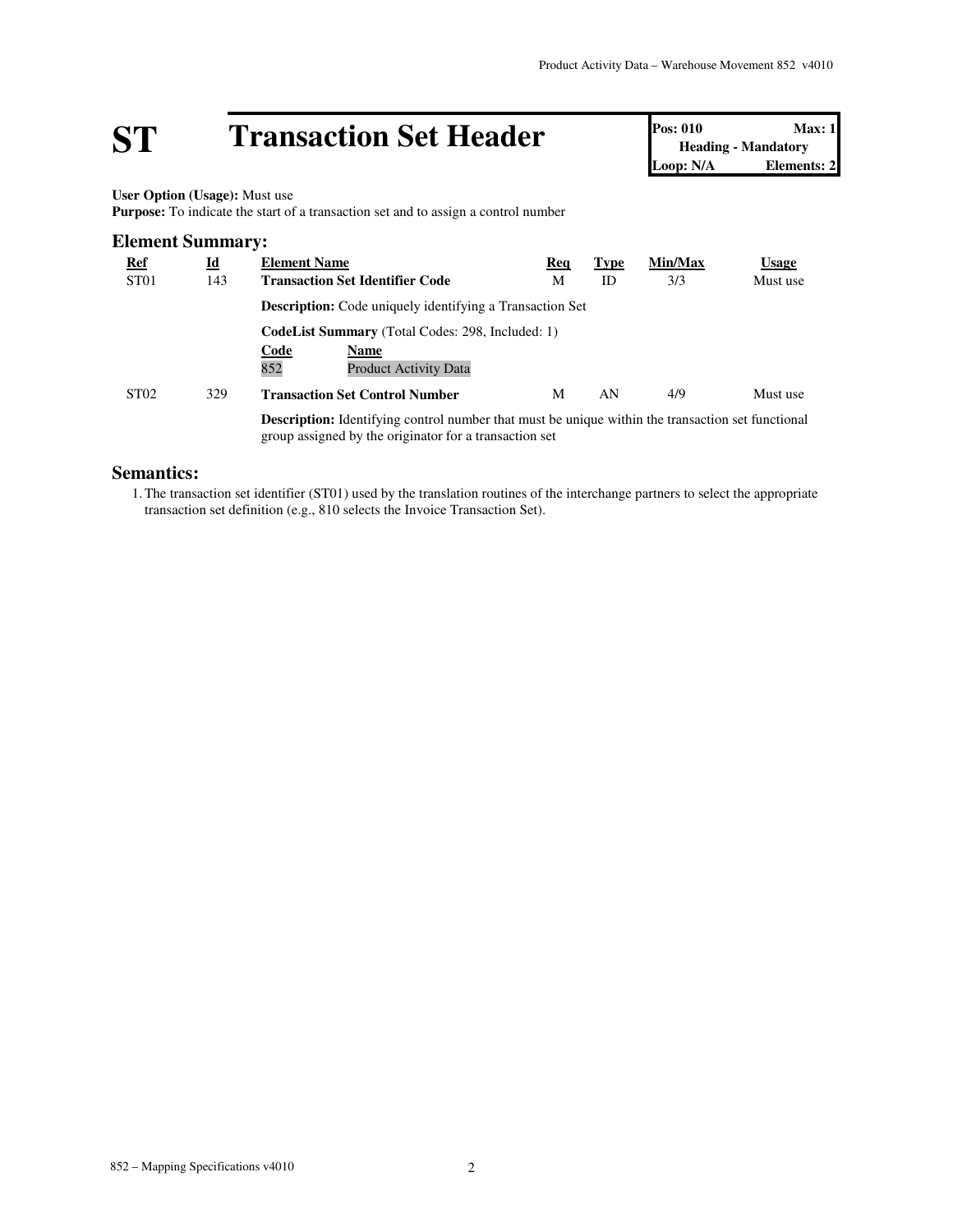# ST Transaction Set Header

| Pos: 010 | Max: 1 |
|---|---|
| Heading - Mandatory | |
| Loop: N/A | Elements: 2 |

**User Option (Usage):** Must use
**Purpose:** To indicate the start of a transaction set and to assign a control number

## Element Summary:

| Ref | Id | Element Name | Req | Type | Min/Max | Usage |
|---|---|---|---|---|---|---|
| ST01 | 143 | **Transaction Set Identifier Code** | M | ID | 3/3 | Must use |
| | | **Description:** Code uniquely identifying a Transaction Set | | | | |
| | | **CodeList Summary** (Total Codes: 298, Included: 1) | | | | |
| | | Code: 852 — Name: Product Activity Data | | | | |
| ST02 | 329 | **Transaction Set Control Number** | M | AN | 4/9 | Must use |
| | | **Description:** Identifying control number that must be unique within the transaction set functional group assigned by the originator for a transaction set | | | | |

## Semantics:

1. The transaction set identifier (ST01) used by the translation routines of the interchange partners to select the appropriate transaction set definition (e.g., 810 selects the Invoice Transaction Set).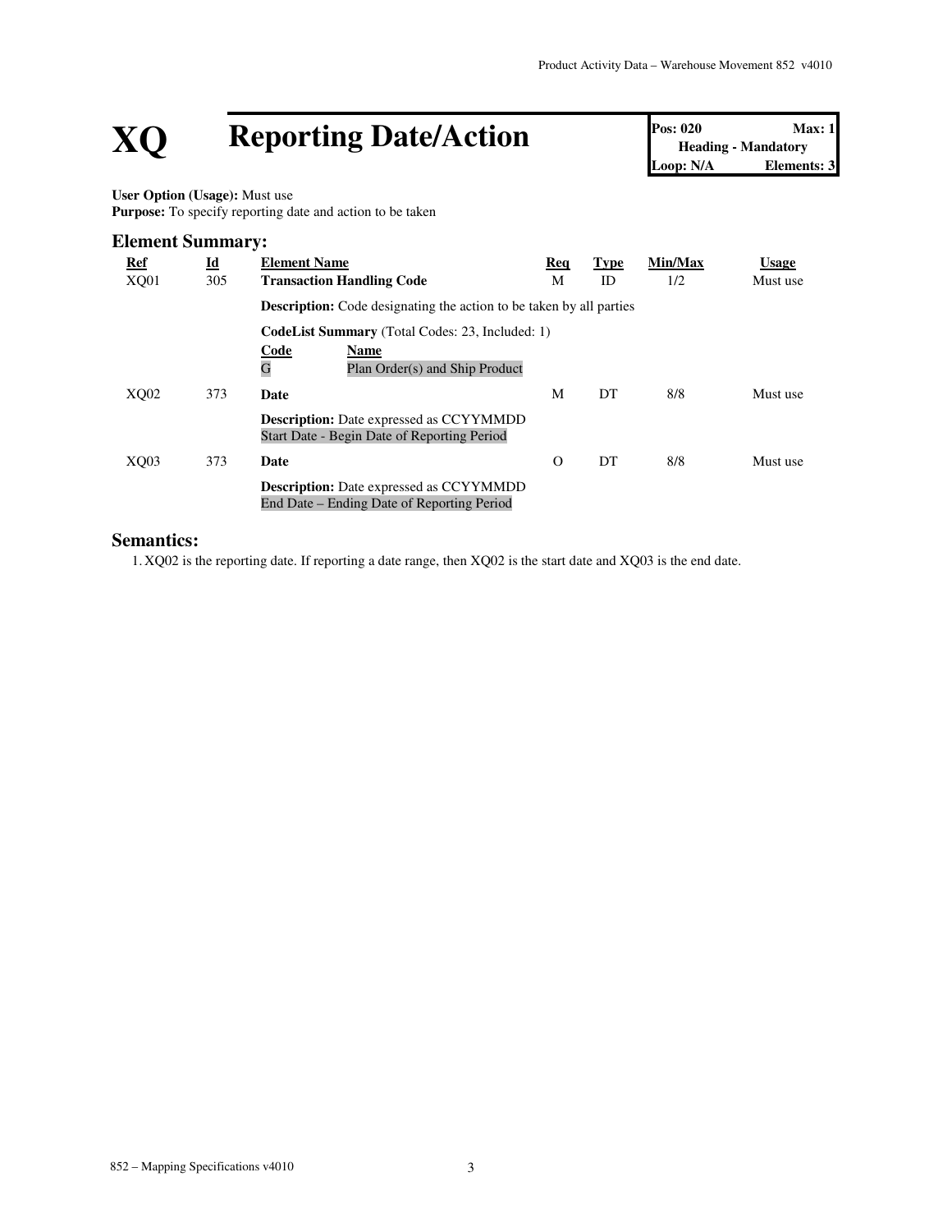# XQ Reporting Date/Action

| Pos: 020 | Max: 1 |
| --- | --- |
| Heading - Mandatory | |
| Loop: N/A | Elements: 3 |

**User Option (Usage):** Must use
**Purpose:** To specify reporting date and action to be taken

## Element Summary:

| Ref | Id | Element Name | Req | Type | Min/Max | Usage |
| --- | --- | --- | --- | --- | --- | --- |
| XQ01 | 305 | **Transaction Handling Code** | M | ID | 1/2 | Must use |
| | | **Description:** Code designating the action to be taken by all parties | | | | |
| | | **CodeList Summary** (Total Codes: 23, Included: 1) | | | | |
| | | Code: G — Name: Plan Order(s) and Ship Product | | | | |
| XQ02 | 373 | **Date** | M | DT | 8/8 | Must use |
| | | **Description:** Date expressed as CCYYMMDD<br>Start Date - Begin Date of Reporting Period | | | | |
| XQ03 | 373 | **Date** | O | DT | 8/8 | Must use |
| | | **Description:** Date expressed as CCYYMMDD<br>End Date – Ending Date of Reporting Period | | | | |

## Semantics:

1. XQ02 is the reporting date. If reporting a date range, then XQ02 is the start date and XQ03 is the end date.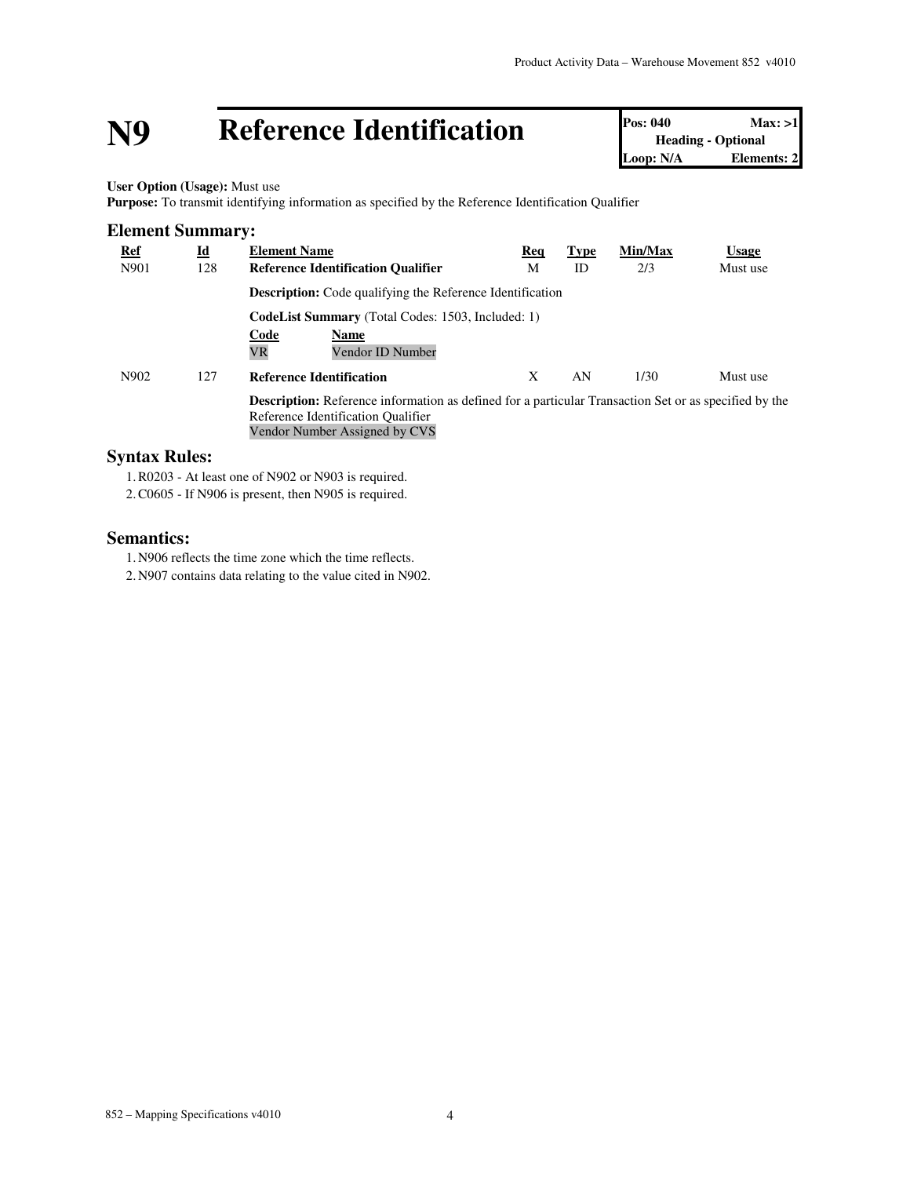# N9 Reference Identification

| Pos: 040 | Max: >1 |
|---|---|
| Heading - Optional | |
| Loop: N/A | Elements: 2 |

**User Option (Usage):** Must use
**Purpose:** To transmit identifying information as specified by the Reference Identification Qualifier

## Element Summary:

| Ref | Id | Element Name | Req | Type | Min/Max | Usage |
|---|---|---|---|---|---|---|
| N901 | 128 | **Reference Identification Qualifier** | M | ID | 2/3 | Must use |
| | | **Description:** Code qualifying the Reference Identification<br>**CodeList Summary** (Total Codes: 1503, Included: 1)<br>Code: VR — Name: Vendor ID Number | | | | |
| N902 | 127 | **Reference Identification** | X | AN | 1/30 | Must use |
| | | **Description:** Reference information as defined for a particular Transaction Set or as specified by the Reference Identification Qualifier<br>Vendor Number Assigned by CVS | | | | |

## Syntax Rules:

1. R0203 - At least one of N902 or N903 is required.
2. C0605 - If N906 is present, then N905 is required.

## Semantics:

1. N906 reflects the time zone which the time reflects.
2. N907 contains data relating to the value cited in N902.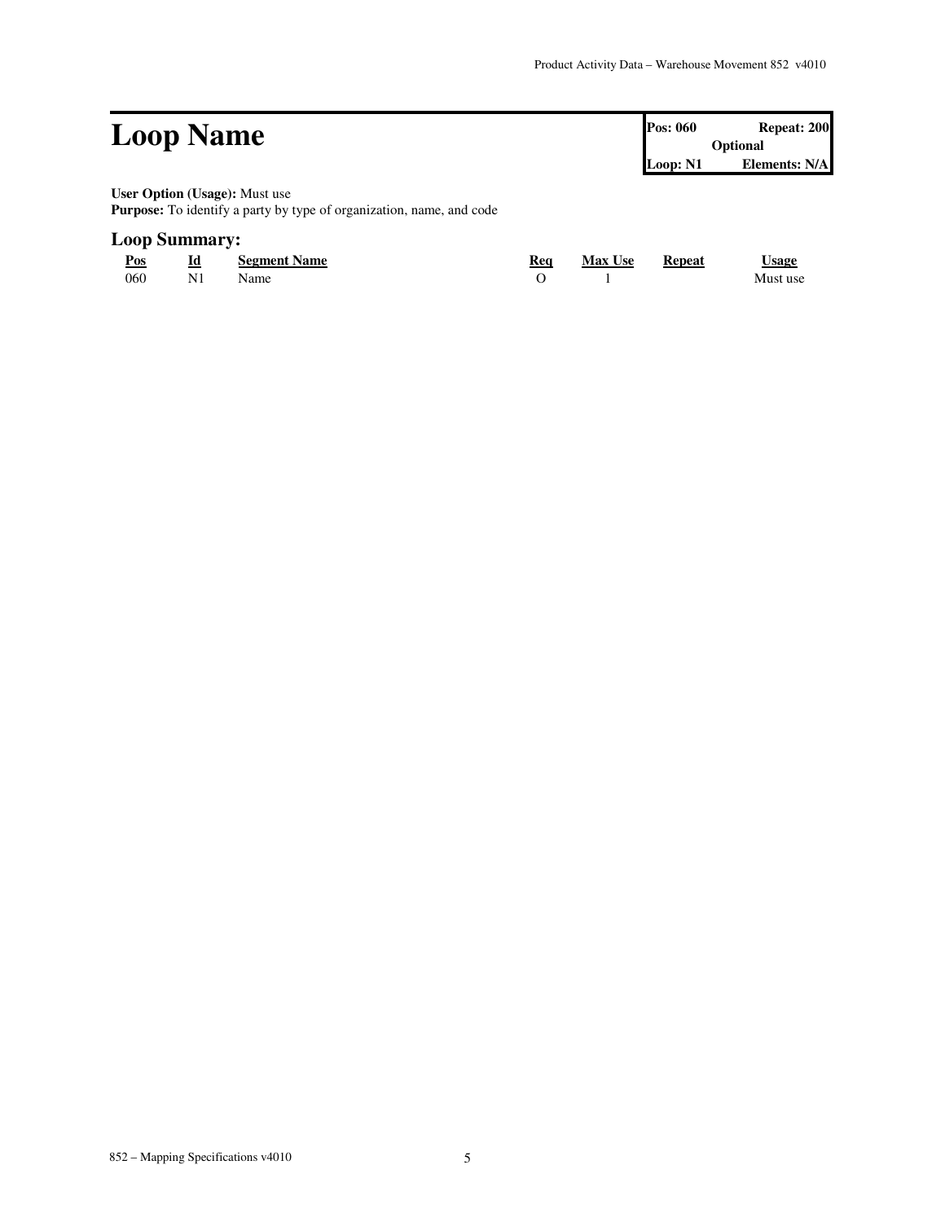# Loop Name

| Pos: 060 | Repeat: 200 |
| --- | --- |
| Optional | |
| Loop: N1 | Elements: N/A |

**User Option (Usage):** Must use
**Purpose:** To identify a party by type of organization, name, and code

## Loop Summary:

| Pos | Id | Segment Name | Req | Max Use | Repeat | Usage |
| --- | --- | --- | --- | --- | --- | --- |
| 060 | N1 | Name | O | 1 | | Must use |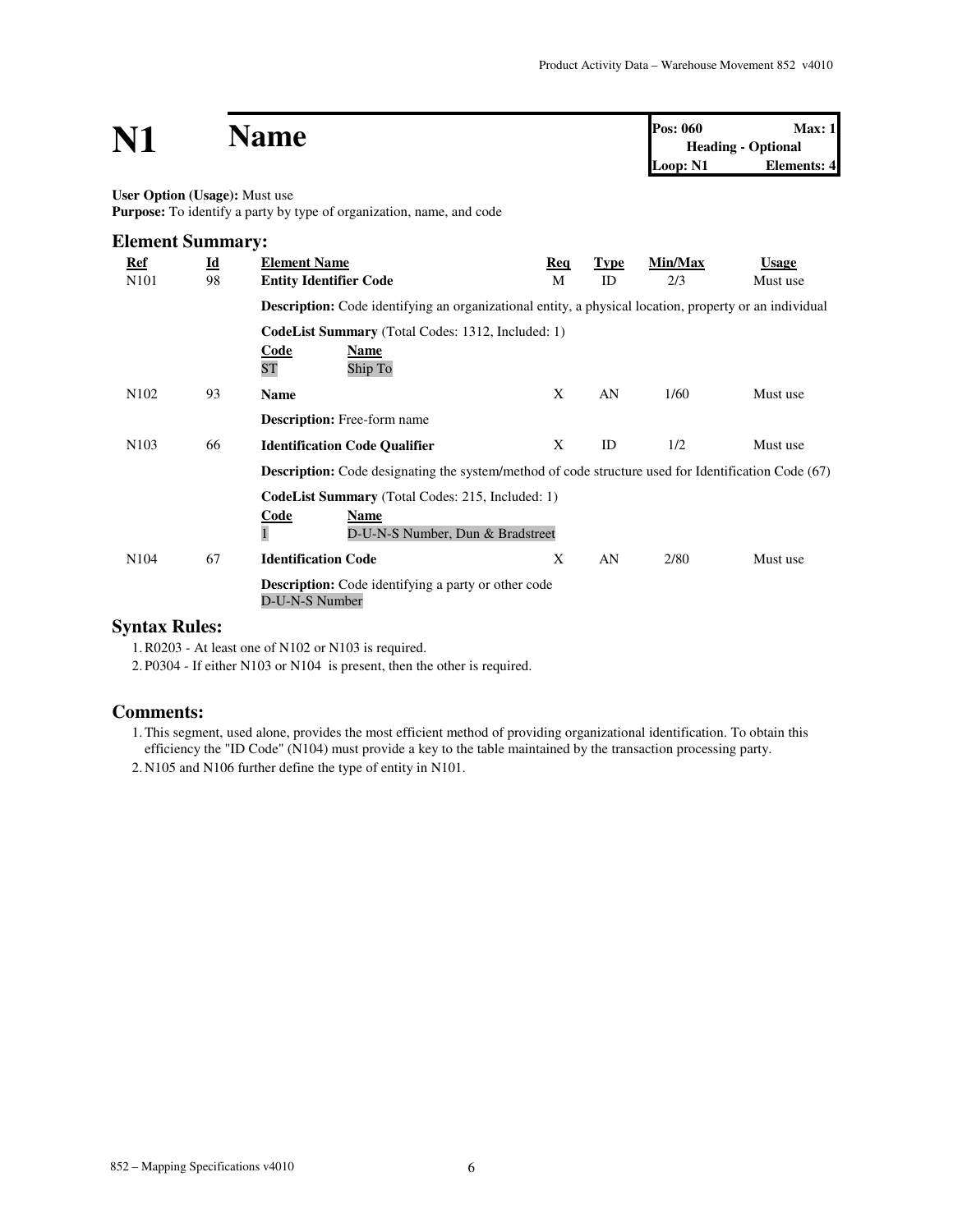# N1 Name

| Pos: 060 | Max: 1 |
|---|---|
| Heading - Optional | |
| Loop: N1 | Elements: 4 |

**User Option (Usage):** Must use
**Purpose:** To identify a party by type of organization, name, and code

## Element Summary:

| Ref | Id | Element Name | Req | Type | Min/Max | Usage |
|---|---|---|---|---|---|---|
| N101 | 98 | **Entity Identifier Code** | M | ID | 2/3 | Must use |
| | | **Description:** Code identifying an organizational entity, a physical location, property or an individual | | | | |
| | | **CodeList Summary** (Total Codes: 1312, Included: 1)<br>Code: ST — Name: Ship To | | | | |
| N102 | 93 | **Name** | X | AN | 1/60 | Must use |
| | | **Description:** Free-form name | | | | |
| N103 | 66 | **Identification Code Qualifier** | X | ID | 1/2 | Must use |
| | | **Description:** Code designating the system/method of code structure used for Identification Code (67) | | | | |
| | | **CodeList Summary** (Total Codes: 215, Included: 1)<br>Code: 1 — Name: D-U-N-S Number, Dun & Bradstreet | | | | |
| N104 | 67 | **Identification Code** | X | AN | 2/80 | Must use |
| | | **Description:** Code identifying a party or other code<br>D-U-N-S Number | | | | |

## Syntax Rules:

1. R0203 - At least one of N102 or N103 is required.
2. P0304 - If either N103 or N104 is present, then the other is required.

## Comments:

1. This segment, used alone, provides the most efficient method of providing organizational identification. To obtain this efficiency the "ID Code" (N104) must provide a key to the table maintained by the transaction processing party.
2. N105 and N106 further define the type of entity in N101.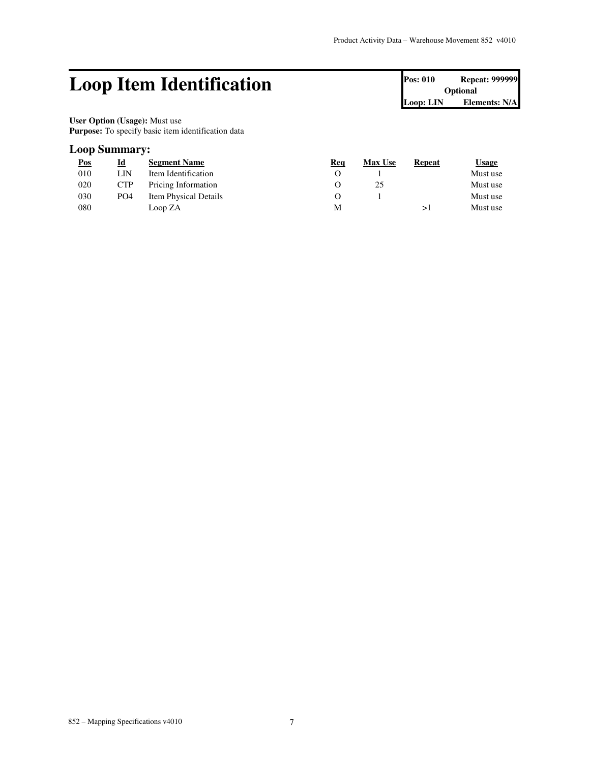# Loop Item Identification

| Pos: 010 | Repeat: 999999 |
| --- | --- |
| Optional | |
| Loop: LIN | Elements: N/A |

**User Option (Usage):** Must use
**Purpose:** To specify basic item identification data

## Loop Summary:

| Pos | Id | Segment Name | Req | Max Use | Repeat | Usage |
| --- | --- | --- | --- | --- | --- | --- |
| 010 | LIN | Item Identification | O | 1 | | Must use |
| 020 | CTP | Pricing Information | O | 25 | | Must use |
| 030 | PO4 | Item Physical Details | O | 1 | | Must use |
| 080 | | Loop ZA | M | | >1 | Must use |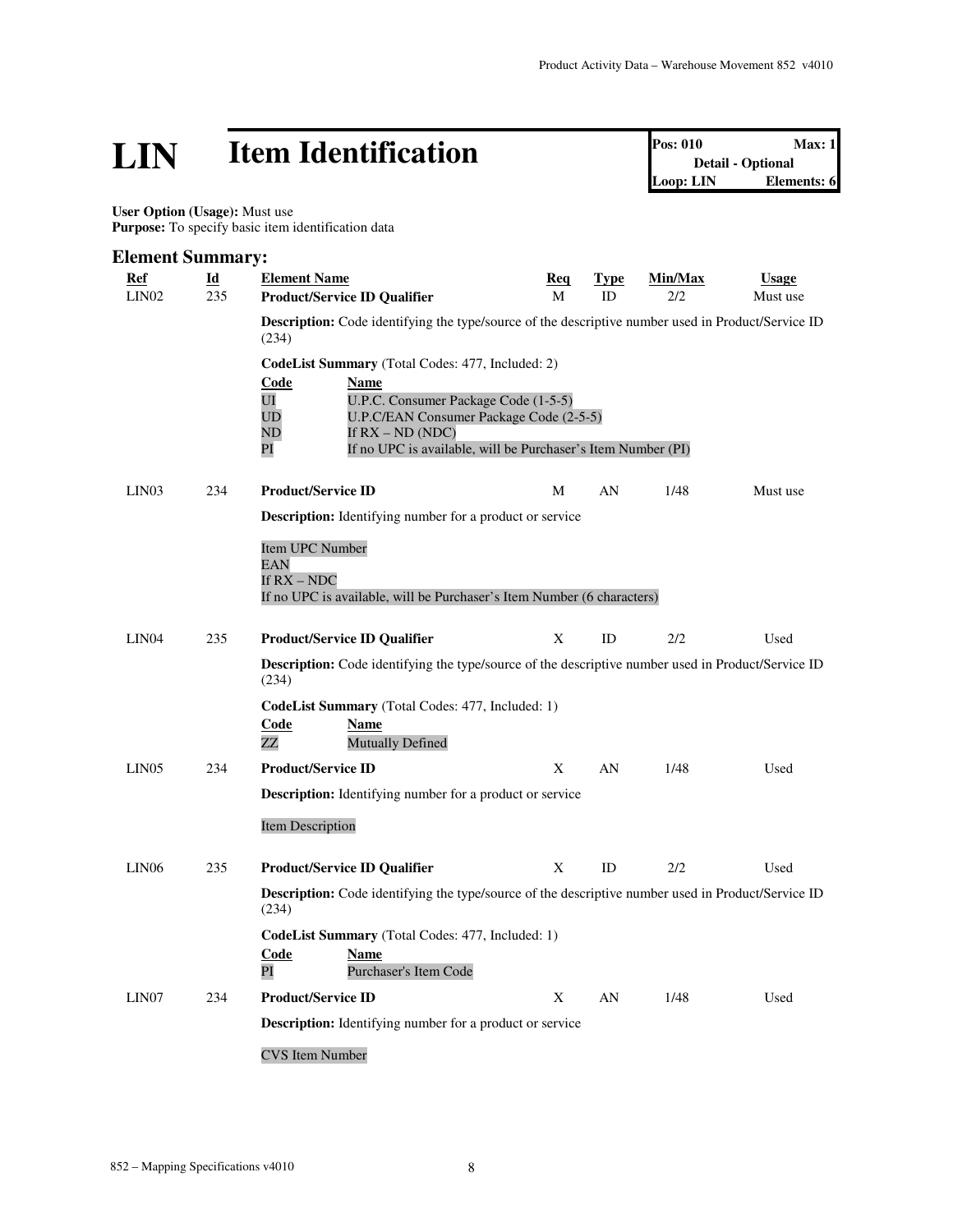# LIN Item Identification

**Pos: 010** **Max: 1**
**Detail - Optional**
**Loop: LIN** **Elements: 6**

**User Option (Usage):** Must use
**Purpose:** To specify basic item identification data

## Element Summary:

| Ref | Id | Element Name | Req | Type | Min/Max | Usage |
|---|---|---|---|---|---|---|
| LIN02 | 235 | **Product/Service ID Qualifier** | M | ID | 2/2 | Must use |

**Description:** Code identifying the type/source of the descriptive number used in Product/Service ID (234)

**CodeList Summary** (Total Codes: 477, Included: 2)

| Code | Name |
|---|---|
| UI | U.P.C. Consumer Package Code (1-5-5) |
| UD | U.P.C/EAN Consumer Package Code (2-5-5) |
| ND | If RX – ND (NDC) |
| PI | If no UPC is available, will be Purchaser's Item Number (PI) |

| Ref | Id | Element Name | Req | Type | Min/Max | Usage |
|---|---|---|---|---|---|---|
| LIN03 | 234 | **Product/Service ID** | M | AN | 1/48 | Must use |

**Description:** Identifying number for a product or service

Item UPC Number
EAN
If RX – NDC
If no UPC is available, will be Purchaser's Item Number (6 characters)

| Ref | Id | Element Name | Req | Type | Min/Max | Usage |
|---|---|---|---|---|---|---|
| LIN04 | 235 | **Product/Service ID Qualifier** | X | ID | 2/2 | Used |

**Description:** Code identifying the type/source of the descriptive number used in Product/Service ID (234)

**CodeList Summary** (Total Codes: 477, Included: 1)

| Code | Name |
|---|---|
| ZZ | Mutually Defined |

| Ref | Id | Element Name | Req | Type | Min/Max | Usage |
|---|---|---|---|---|---|---|
| LIN05 | 234 | **Product/Service ID** | X | AN | 1/48 | Used |

**Description:** Identifying number for a product or service

Item Description

| Ref | Id | Element Name | Req | Type | Min/Max | Usage |
|---|---|---|---|---|---|---|
| LIN06 | 235 | **Product/Service ID Qualifier** | X | ID | 2/2 | Used |

**Description:** Code identifying the type/source of the descriptive number used in Product/Service ID (234)

**CodeList Summary** (Total Codes: 477, Included: 1)

| Code | Name |
|---|---|
| PI | Purchaser's Item Code |

| Ref | Id | Element Name | Req | Type | Min/Max | Usage |
|---|---|---|---|---|---|---|
| LIN07 | 234 | **Product/Service ID** | X | AN | 1/48 | Used |

**Description:** Identifying number for a product or service

CVS Item Number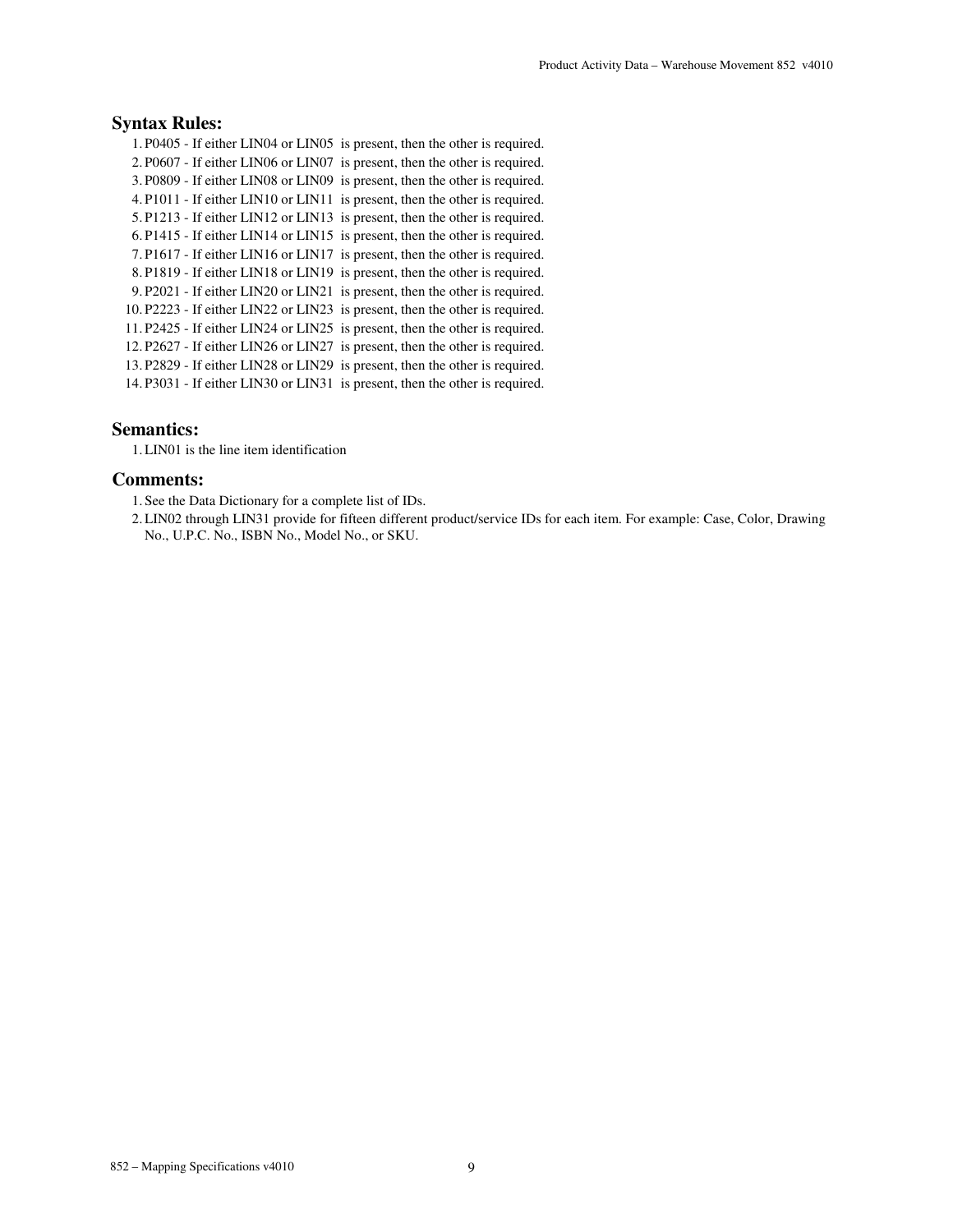## Syntax Rules:

1. P0405 - If either LIN04 or LIN05 is present, then the other is required.
2. P0607 - If either LIN06 or LIN07 is present, then the other is required.
3. P0809 - If either LIN08 or LIN09 is present, then the other is required.
4. P1011 - If either LIN10 or LIN11 is present, then the other is required.
5. P1213 - If either LIN12 or LIN13 is present, then the other is required.
6. P1415 - If either LIN14 or LIN15 is present, then the other is required.
7. P1617 - If either LIN16 or LIN17 is present, then the other is required.
8. P1819 - If either LIN18 or LIN19 is present, then the other is required.
9. P2021 - If either LIN20 or LIN21 is present, then the other is required.
10. P2223 - If either LIN22 or LIN23 is present, then the other is required.
11. P2425 - If either LIN24 or LIN25 is present, then the other is required.
12. P2627 - If either LIN26 or LIN27 is present, then the other is required.
13. P2829 - If either LIN28 or LIN29 is present, then the other is required.
14. P3031 - If either LIN30 or LIN31 is present, then the other is required.

## Semantics:

1. LIN01 is the line item identification

## Comments:

1. See the Data Dictionary for a complete list of IDs.
2. LIN02 through LIN31 provide for fifteen different product/service IDs for each item. For example: Case, Color, Drawing No., U.P.C. No., ISBN No., Model No., or SKU.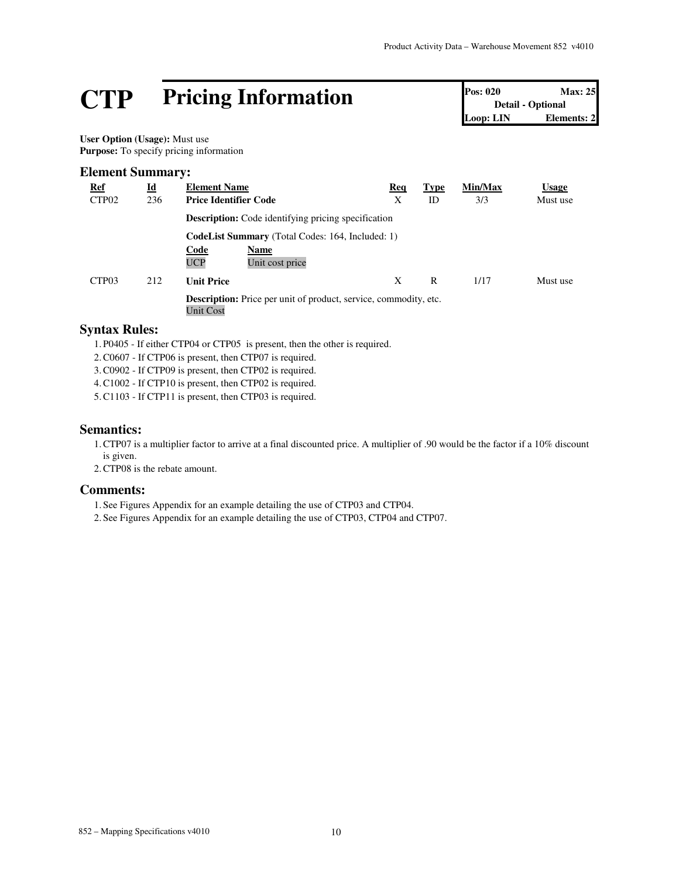# CTP Pricing Information

| Pos: 020 | Max: 25 |
|---|---|
| Detail - Optional | |
| Loop: LIN | Elements: 2 |

**User Option (Usage):** Must use
**Purpose:** To specify pricing information

## Element Summary:

| Ref | Id | Element Name | Req | Type | Min/Max | Usage |
|---|---|---|---|---|---|---|
| CTP02 | 236 | **Price Identifier Code** | X | ID | 3/3 | Must use |
| | | **Description:** Code identifying pricing specification | | | | |
| | | **CodeList Summary** (Total Codes: 164, Included: 1) | | | | |
| | | **Code** / **Name** | | | | |
| | | UCP / Unit cost price | | | | |
| CTP03 | 212 | **Unit Price** | X | R | 1/17 | Must use |
| | | **Description:** Price per unit of product, service, commodity, etc. Unit Cost | | | | |

## Syntax Rules:

1. P0405 - If either CTP04 or CTP05 is present, then the other is required.
2. C0607 - If CTP06 is present, then CTP07 is required.
3. C0902 - If CTP09 is present, then CTP02 is required.
4. C1002 - If CTP10 is present, then CTP02 is required.
5. C1103 - If CTP11 is present, then CTP03 is required.

## Semantics:

1. CTP07 is a multiplier factor to arrive at a final discounted price. A multiplier of .90 would be the factor if a 10% discount is given.
2. CTP08 is the rebate amount.

## Comments:

1. See Figures Appendix for an example detailing the use of CTP03 and CTP04.
2. See Figures Appendix for an example detailing the use of CTP03, CTP04 and CTP07.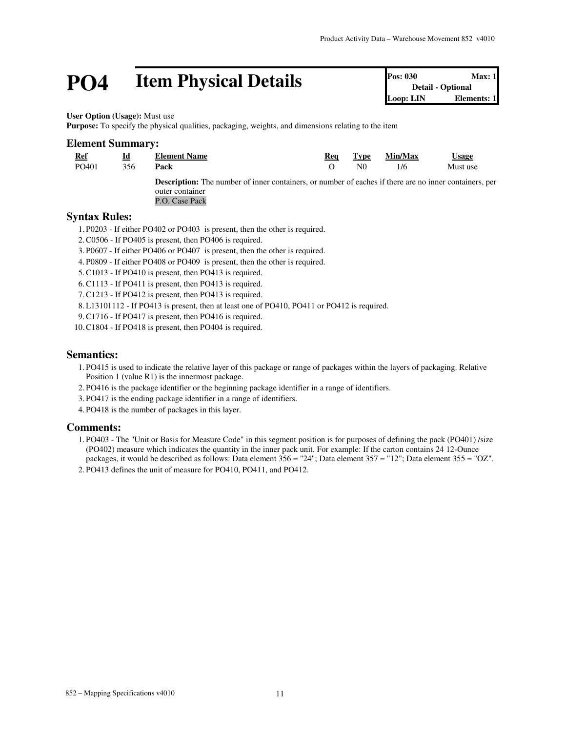# PO4 Item Physical Details

| Pos: 030 | Max: 1 |
| --- | --- |
| Detail - Optional | |
| Loop: LIN | Elements: 1 |

**User Option (Usage):** Must use
**Purpose:** To specify the physical qualities, packaging, weights, and dimensions relating to the item

## Element Summary:

| Ref | Id | Element Name | Req | Type | Min/Max | Usage |
| --- | --- | --- | --- | --- | --- | --- |
| PO401 | 356 | **Pack** | O | N0 | 1/6 | Must use |
| | | **Description:** The number of inner containers, or number of eaches if there are no inner containers, per outer container<br>P.O. Case Pack | | | | |

## Syntax Rules:

1. P0203 - If either PO402 or PO403 is present, then the other is required.
2. C0506 - If PO405 is present, then PO406 is required.
3. P0607 - If either PO406 or PO407 is present, then the other is required.
4. P0809 - If either PO408 or PO409 is present, then the other is required.
5. C1013 - If PO410 is present, then PO413 is required.
6. C1113 - If PO411 is present, then PO413 is required.
7. C1213 - If PO412 is present, then PO413 is required.
8. L13101112 - If PO413 is present, then at least one of PO410, PO411 or PO412 is required.
9. C1716 - If PO417 is present, then PO416 is required.
10. C1804 - If PO418 is present, then PO404 is required.

## Semantics:

1. PO415 is used to indicate the relative layer of this package or range of packages within the layers of packaging. Relative Position 1 (value R1) is the innermost package.
2. PO416 is the package identifier or the beginning package identifier in a range of identifiers.
3. PO417 is the ending package identifier in a range of identifiers.
4. PO418 is the number of packages in this layer.

## Comments:

1. PO403 - The "Unit or Basis for Measure Code" in this segment position is for purposes of defining the pack (PO401) /size (PO402) measure which indicates the quantity in the inner pack unit. For example: If the carton contains 24 12-Ounce packages, it would be described as follows: Data element 356 = "24"; Data element 357 = "12"; Data element 355 = "OZ".
2. PO413 defines the unit of measure for PO410, PO411, and PO412.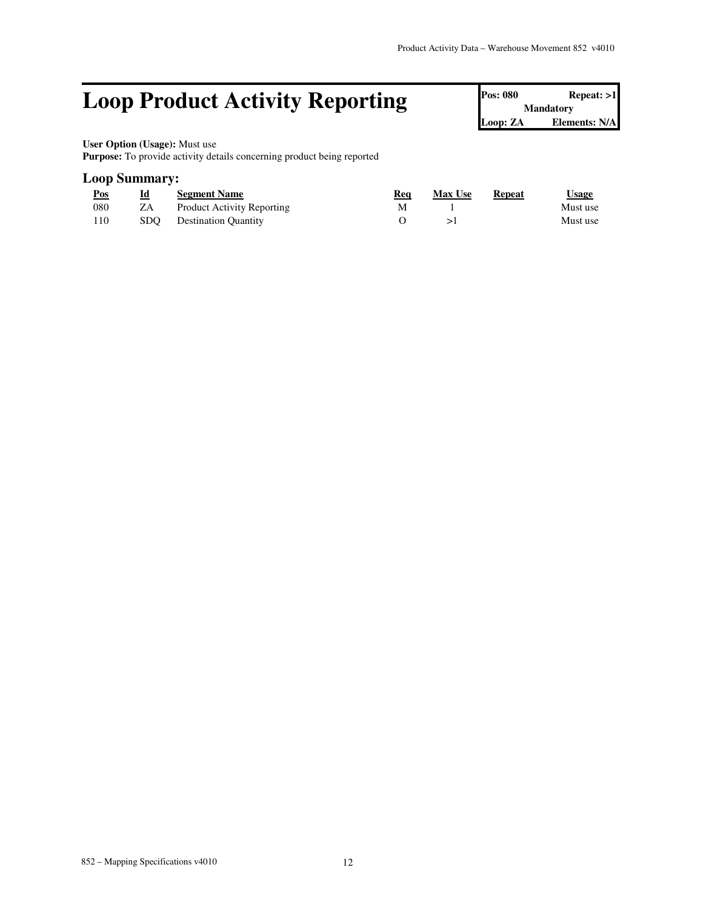# Loop Product Activity Reporting

| Pos: 080 | Repeat: >1 |
| --- | --- |
| Mandatory | |
| Loop: ZA | Elements: N/A |

**User Option (Usage):** Must use
**Purpose:** To provide activity details concerning product being reported

## Loop Summary:

| Pos | Id | Segment Name | Req | Max Use | Repeat | Usage |
| --- | --- | --- | --- | --- | --- | --- |
| 080 | ZA | Product Activity Reporting | M | 1 | | Must use |
| 110 | SDQ | Destination Quantity | O | >1 | | Must use |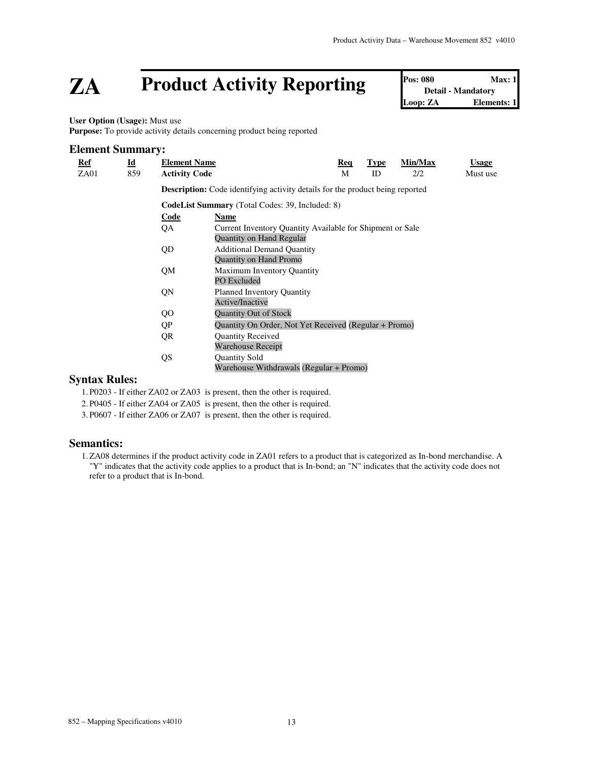# ZA Product Activity Reporting

| Pos: 080 | Max: 1 |
|---|---|
| Detail - Mandatory | |
| Loop: ZA | Elements: 1 |

**User Option (Usage):** Must use
**Purpose:** To provide activity details concerning product being reported

## Element Summary:

| Ref | Id | Element Name | Req | Type | Min/Max | Usage |
|---|---|---|---|---|---|---|
| ZA01 | 859 | **Activity Code** | M | ID | 2/2 | Must use |

**Description:** Code identifying activity details for the product being reported

**CodeList Summary** (Total Codes: 39, Included: 8)

| Code | Name |
|---|---|
| QA | Current Inventory Quantity Available for Shipment or Sale<br>Quantity on Hand Regular |
| QD | Additional Demand Quantity<br>Quantity on Hand Promo |
| QM | Maximum Inventory Quantity<br>PO Excluded |
| QN | Planned Inventory Quantity<br>Active/Inactive |
| QO | Quantity Out of Stock |
| QP | Quantity On Order, Not Yet Received (Regular + Promo) |
| QR | Quantity Received<br>Warehouse Receipt |
| QS | Quantity Sold<br>Warehouse Withdrawals (Regular + Promo) |

## Syntax Rules:

1. P0203 - If either ZA02 or ZA03 is present, then the other is required.
2. P0405 - If either ZA04 or ZA05 is present, then the other is required.
3. P0607 - If either ZA06 or ZA07 is present, then the other is required.

## Semantics:

1. ZA08 determines if the product activity code in ZA01 refers to a product that is categorized as In-bond merchandise. A "Y" indicates that the activity code applies to a product that is In-bond; an "N" indicates that the activity code does not refer to a product that is In-bond.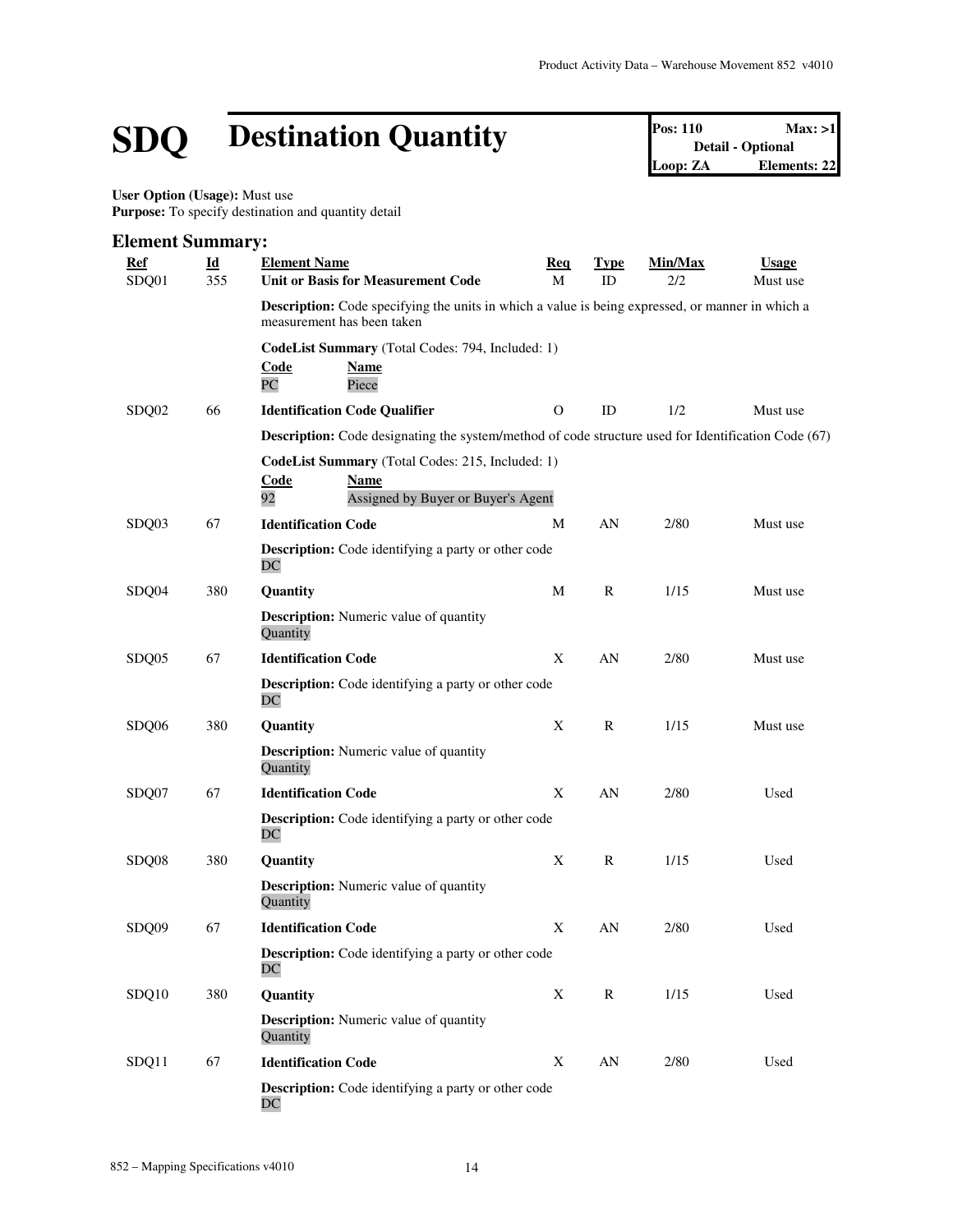# SDQ Destination Quantity

| Pos: 110 | Max: >1 |
|---|---|
| Detail - Optional | |
| Loop: ZA | Elements: 22 |

**User Option (Usage):** Must use
**Purpose:** To specify destination and quantity detail

## Element Summary:

| Ref | Id | Element Name | Req | Type | Min/Max | Usage |
|---|---|---|---|---|---|---|
| SDQ01 | 355 | **Unit or Basis for Measurement Code** | M | ID | 2/2 | Must use |
| | | **Description:** Code specifying the units in which a value is being expressed, or manner in which a measurement has been taken | | | | |
| | | **CodeList Summary** (Total Codes: 794, Included: 1)<br>**Code** / **Name**<br>PC / Piece | | | | |
| SDQ02 | 66 | **Identification Code Qualifier** | O | ID | 1/2 | Must use |
| | | **Description:** Code designating the system/method of code structure used for Identification Code (67) | | | | |
| | | **CodeList Summary** (Total Codes: 215, Included: 1)<br>**Code** / **Name**<br>92 / Assigned by Buyer or Buyer's Agent | | | | |
| SDQ03 | 67 | **Identification Code** | M | AN | 2/80 | Must use |
| | | **Description:** Code identifying a party or other code<br>DC | | | | |
| SDQ04 | 380 | **Quantity** | M | R | 1/15 | Must use |
| | | **Description:** Numeric value of quantity<br>Quantity | | | | |
| SDQ05 | 67 | **Identification Code** | X | AN | 2/80 | Must use |
| | | **Description:** Code identifying a party or other code<br>DC | | | | |
| SDQ06 | 380 | **Quantity** | X | R | 1/15 | Must use |
| | | **Description:** Numeric value of quantity<br>Quantity | | | | |
| SDQ07 | 67 | **Identification Code** | X | AN | 2/80 | Used |
| | | **Description:** Code identifying a party or other code<br>DC | | | | |
| SDQ08 | 380 | **Quantity** | X | R | 1/15 | Used |
| | | **Description:** Numeric value of quantity<br>Quantity | | | | |
| SDQ09 | 67 | **Identification Code** | X | AN | 2/80 | Used |
| | | **Description:** Code identifying a party or other code<br>DC | | | | |
| SDQ10 | 380 | **Quantity** | X | R | 1/15 | Used |
| | | **Description:** Numeric value of quantity<br>Quantity | | | | |
| SDQ11 | 67 | **Identification Code** | X | AN | 2/80 | Used |
| | | **Description:** Code identifying a party or other code<br>DC | | | | |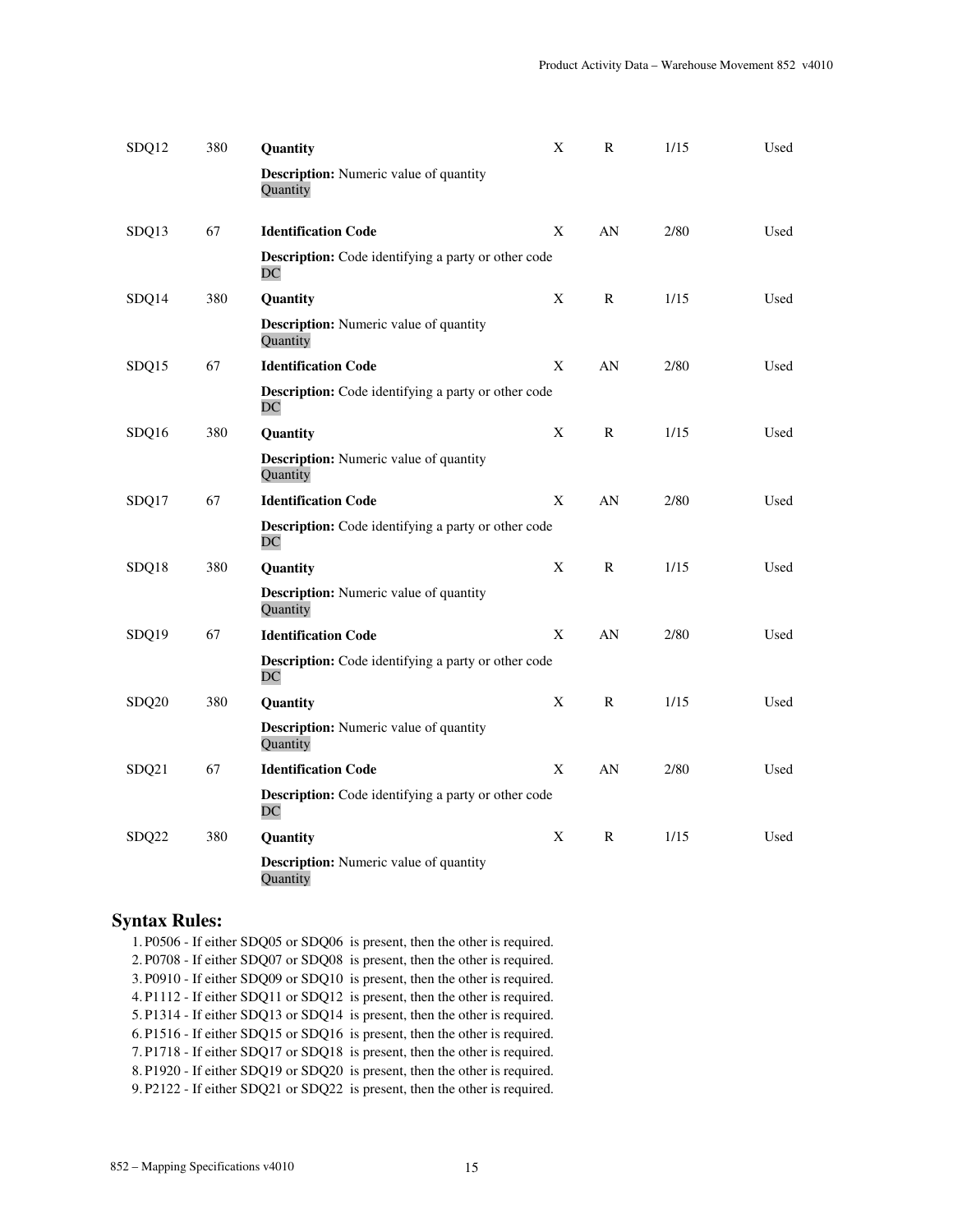| | | | | | | |
|---|---|---|---|---|---|---|
| SDQ12 | 380 | **Quantity**<br>**Description:** Numeric value of quantity<br>Quantity | X | R | 1/15 | Used |
| SDQ13 | 67 | **Identification Code**<br>**Description:** Code identifying a party or other code<br>DC | X | AN | 2/80 | Used |
| SDQ14 | 380 | **Quantity**<br>**Description:** Numeric value of quantity<br>Quantity | X | R | 1/15 | Used |
| SDQ15 | 67 | **Identification Code**<br>**Description:** Code identifying a party or other code<br>DC | X | AN | 2/80 | Used |
| SDQ16 | 380 | **Quantity**<br>**Description:** Numeric value of quantity<br>Quantity | X | R | 1/15 | Used |
| SDQ17 | 67 | **Identification Code**<br>**Description:** Code identifying a party or other code<br>DC | X | AN | 2/80 | Used |
| SDQ18 | 380 | **Quantity**<br>**Description:** Numeric value of quantity<br>Quantity | X | R | 1/15 | Used |
| SDQ19 | 67 | **Identification Code**<br>**Description:** Code identifying a party or other code<br>DC | X | AN | 2/80 | Used |
| SDQ20 | 380 | **Quantity**<br>**Description:** Numeric value of quantity<br>Quantity | X | R | 1/15 | Used |
| SDQ21 | 67 | **Identification Code**<br>**Description:** Code identifying a party or other code<br>DC | X | AN | 2/80 | Used |
| SDQ22 | 380 | **Quantity**<br>**Description:** Numeric value of quantity<br>Quantity | X | R | 1/15 | Used |

## Syntax Rules:

1. P0506 - If either SDQ05 or SDQ06 is present, then the other is required.
2. P0708 - If either SDQ07 or SDQ08 is present, then the other is required.
3. P0910 - If either SDQ09 or SDQ10 is present, then the other is required.
4. P1112 - If either SDQ11 or SDQ12 is present, then the other is required.
5. P1314 - If either SDQ13 or SDQ14 is present, then the other is required.
6. P1516 - If either SDQ15 or SDQ16 is present, then the other is required.
7. P1718 - If either SDQ17 or SDQ18 is present, then the other is required.
8. P1920 - If either SDQ19 or SDQ20 is present, then the other is required.
9. P2122 - If either SDQ21 or SDQ22 is present, then the other is required.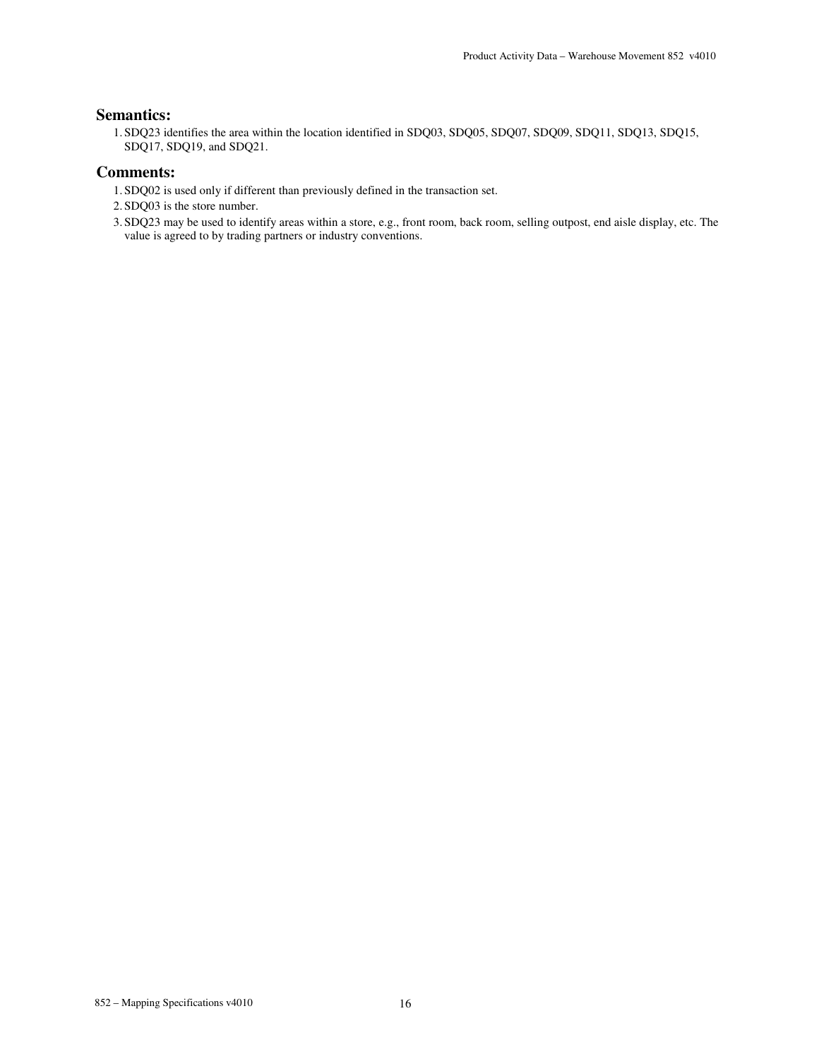## Semantics:

1. SDQ23 identifies the area within the location identified in SDQ03, SDQ05, SDQ07, SDQ09, SDQ11, SDQ13, SDQ15, SDQ17, SDQ19, and SDQ21.

## Comments:

1. SDQ02 is used only if different than previously defined in the transaction set.
2. SDQ03 is the store number.
3. SDQ23 may be used to identify areas within a store, e.g., front room, back room, selling outpost, end aisle display, etc. The value is agreed to by trading partners or industry conventions.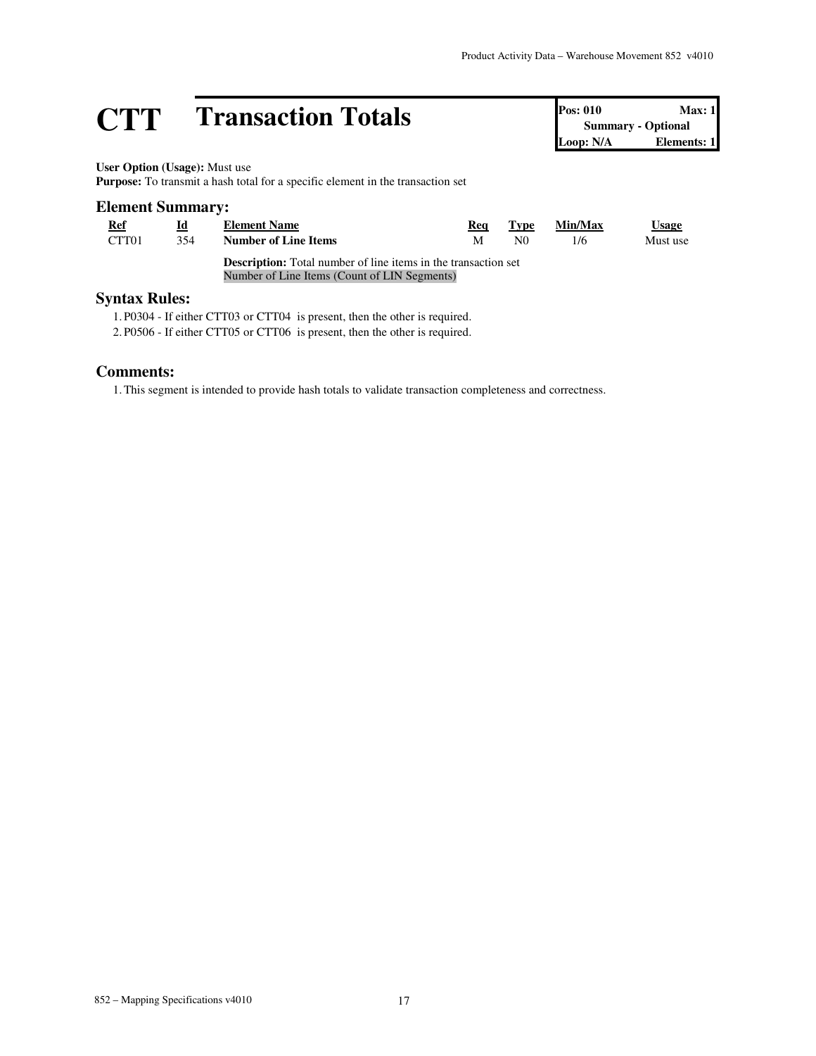# CTT Transaction Totals

| Pos: 010 | Max: 1 |
| --- | --- |
| Summary - Optional | |
| Loop: N/A | Elements: 1 |

**User Option (Usage):** Must use
**Purpose:** To transmit a hash total for a specific element in the transaction set

## Element Summary:

| Ref | Id | Element Name | Req | Type | Min/Max | Usage |
| --- | --- | --- | --- | --- | --- | --- |
| CTT01 | 354 | **Number of Line Items** | M | N0 | 1/6 | Must use |
| | | **Description:** Total number of line items in the transaction set<br>Number of Line Items (Count of LIN Segments) | | | | |

## Syntax Rules:

1. P0304 - If either CTT03 or CTT04 is present, then the other is required.
2. P0506 - If either CTT05 or CTT06 is present, then the other is required.

## Comments:

1. This segment is intended to provide hash totals to validate transaction completeness and correctness.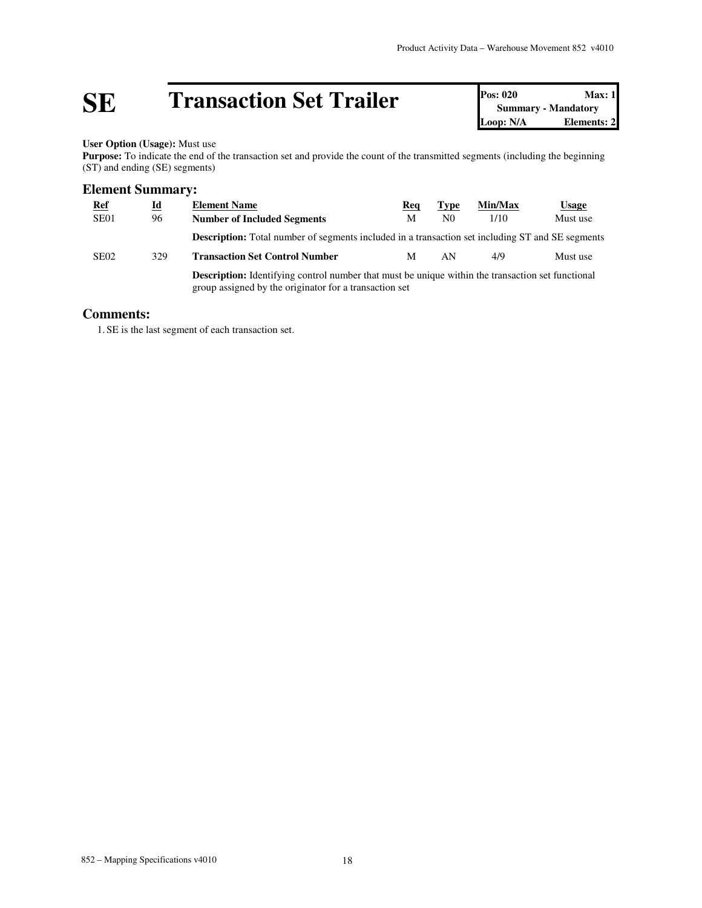# SE Transaction Set Trailer

| Pos: 020 | Max: 1 |
| --- | --- |
| Summary - Mandatory | |
| Loop: N/A | Elements: 2 |

**User Option (Usage):** Must use
**Purpose:** To indicate the end of the transaction set and provide the count of the transmitted segments (including the beginning (ST) and ending (SE) segments)

## Element Summary:

| Ref | Id | Element Name | Req | Type | Min/Max | Usage |
| --- | --- | --- | --- | --- | --- | --- |
| SE01 | 96 | **Number of Included Segments** | M | N0 | 1/10 | Must use |
| | | **Description:** Total number of segments included in a transaction set including ST and SE segments | | | | |
| SE02 | 329 | **Transaction Set Control Number** | M | AN | 4/9 | Must use |
| | | **Description:** Identifying control number that must be unique within the transaction set functional group assigned by the originator for a transaction set | | | | |

## Comments:

1. SE is the last segment of each transaction set.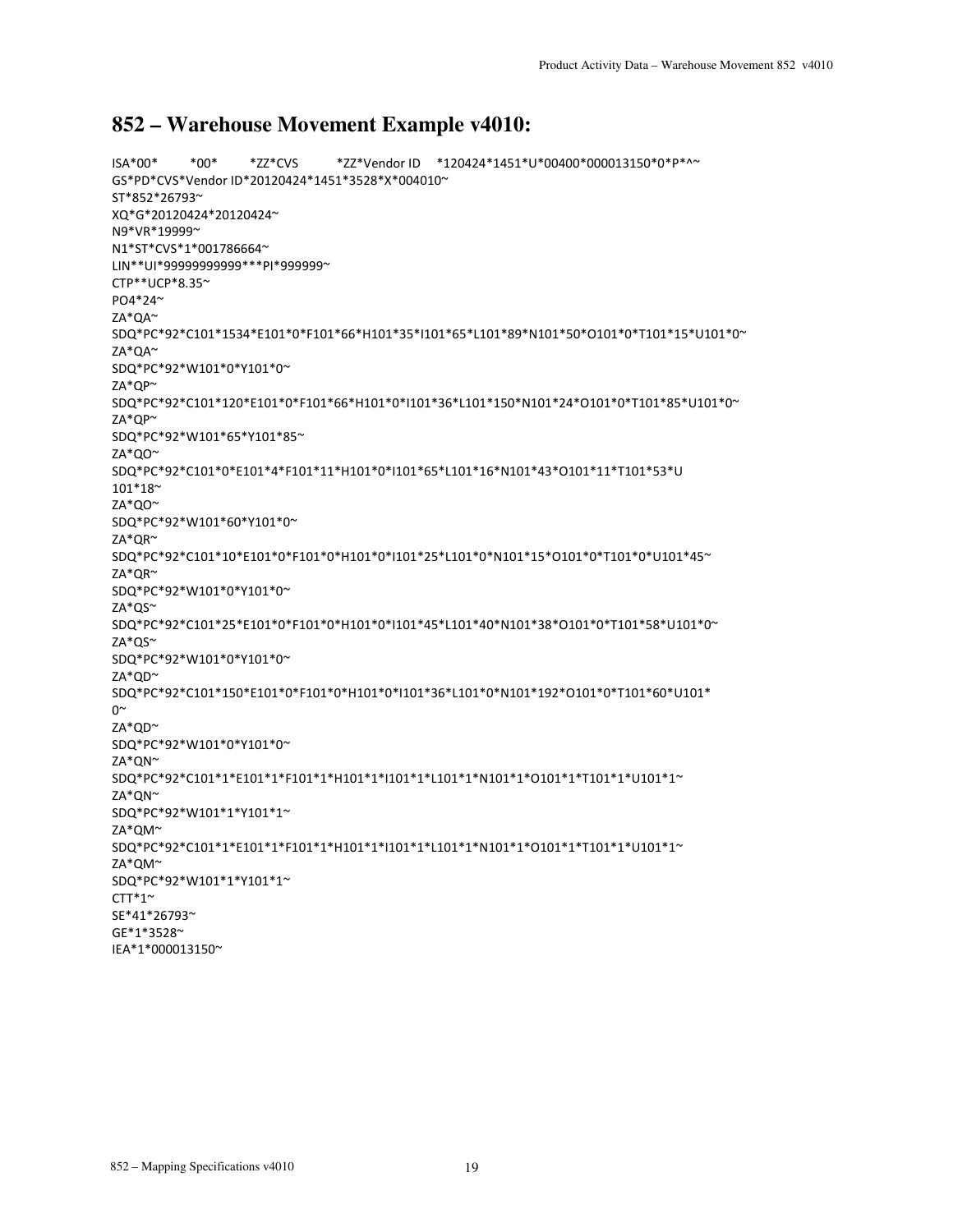## 852 – Warehouse Movement Example v4010:

```
ISA*00*          *00*          *ZZ*CVS            *ZZ*Vendor ID      *120424*1451*U*00400*000013150*0*P*^~
GS*PD*CVS*Vendor ID*20120424*1451*3528*X*004010~
ST*852*26793~
XQ*G*20120424*20120424~
N9*VR*19999~
N1*ST*CVS*1*001786664~
LIN**UI*99999999999***PI*999999~
CTP**UCP*8.35~
PO4*24~
ZA*QA~
SDQ*PC*92*C101*1534*E101*0*F101*66*H101*35*I101*65*L101*89*N101*50*O101*0*T101*15*U101*0~
ZA*QA~
SDQ*PC*92*W101*0*Y101*0~
ZA*QP~
SDQ*PC*92*C101*120*E101*0*F101*66*H101*0*I101*36*L101*150*N101*24*O101*0*T101*85*U101*0~
ZA*QP~
SDQ*PC*92*W101*65*Y101*85~
ZA*QO~
SDQ*PC*92*C101*0*E101*4*F101*11*H101*0*I101*65*L101*16*N101*43*O101*11*T101*53*U
101*18~
ZA*QO~
SDQ*PC*92*W101*60*Y101*0~
ZA*QR~
SDQ*PC*92*C101*10*E101*0*F101*0*H101*0*I101*25*L101*0*N101*15*O101*0*T101*0*U101*45~
ZA*QR~
SDQ*PC*92*W101*0*Y101*0~
ZA*QS~
SDQ*PC*92*C101*25*E101*0*F101*0*H101*0*I101*45*L101*40*N101*38*O101*0*T101*58*U101*0~
ZA*QS~
SDQ*PC*92*W101*0*Y101*0~
ZA*QD~
SDQ*PC*92*C101*150*E101*0*F101*0*H101*0*I101*36*L101*0*N101*192*O101*0*T101*60*U101*
0~
ZA*QD~
SDQ*PC*92*W101*0*Y101*0~
ZA*QN~
SDQ*PC*92*C101*1*E101*1*F101*1*H101*1*I101*1*L101*1*N101*1*O101*1*T101*1*U101*1~
ZA*QN~
SDQ*PC*92*W101*1*Y101*1~
ZA*QM~
SDQ*PC*92*C101*1*E101*1*F101*1*H101*1*I101*1*L101*1*N101*1*O101*1*T101*1*U101*1~
ZA*QM~
SDQ*PC*92*W101*1*Y101*1~
CTT*1~
SE*41*26793~
GE*1*3528~
IEA*1*000013150~
```